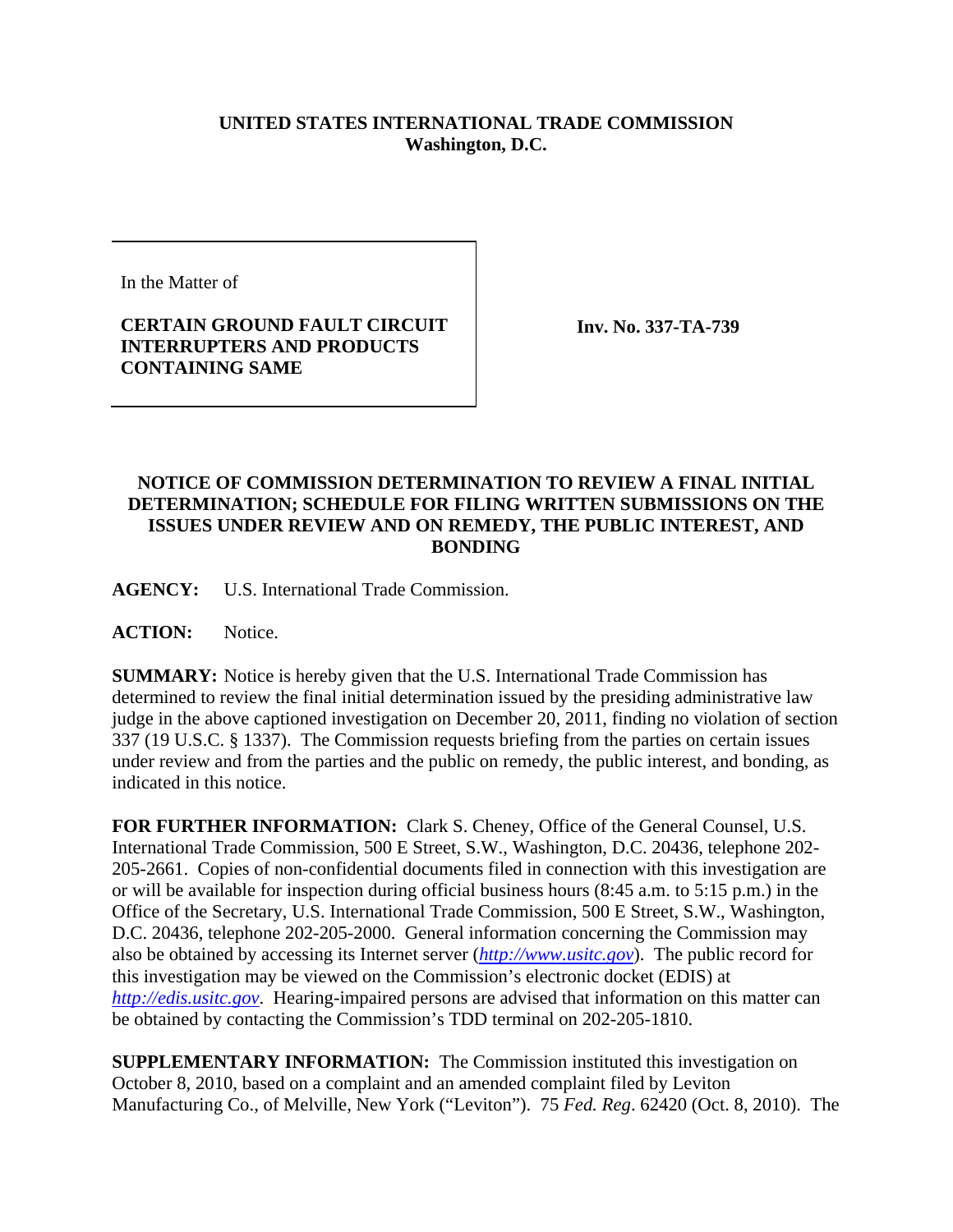**UNITED STATES INTERNATIONAL TRADE COMMISSION**
**Washington, D.C.**

| In the Matter of<br><br>**CERTAIN GROUND FAULT CIRCUIT INTERRUPTERS AND PRODUCTS CONTAINING SAME** | **Inv. No. 337-TA-739** |
|---|---|

**NOTICE OF COMMISSION DETERMINATION TO REVIEW A FINAL INITIAL DETERMINATION; SCHEDULE FOR FILING WRITTEN SUBMISSIONS ON THE ISSUES UNDER REVIEW AND ON REMEDY, THE PUBLIC INTEREST, AND BONDING**

**AGENCY:** U.S. International Trade Commission.

**ACTION:** Notice.

**SUMMARY:** Notice is hereby given that the U.S. International Trade Commission has determined to review the final initial determination issued by the presiding administrative law judge in the above captioned investigation on December 20, 2011, finding no violation of section 337 (19 U.S.C. § 1337). The Commission requests briefing from the parties on certain issues under review and from the parties and the public on remedy, the public interest, and bonding, as indicated in this notice.

**FOR FURTHER INFORMATION:** Clark S. Cheney, Office of the General Counsel, U.S. International Trade Commission, 500 E Street, S.W., Washington, D.C. 20436, telephone 202-205-2661. Copies of non-confidential documents filed in connection with this investigation are or will be available for inspection during official business hours (8:45 a.m. to 5:15 p.m.) in the Office of the Secretary, U.S. International Trade Commission, 500 E Street, S.W., Washington, D.C. 20436, telephone 202-205-2000. General information concerning the Commission may also be obtained by accessing its Internet server (*http://www.usitc.gov*). The public record for this investigation may be viewed on the Commission's electronic docket (EDIS) at *http://edis.usitc.gov*. Hearing-impaired persons are advised that information on this matter can be obtained by contacting the Commission's TDD terminal on 202-205-1810.

**SUPPLEMENTARY INFORMATION:** The Commission instituted this investigation on October 8, 2010, based on a complaint and an amended complaint filed by Leviton Manufacturing Co., of Melville, New York ("Leviton"). 75 *Fed. Reg*. 62420 (Oct. 8, 2010). The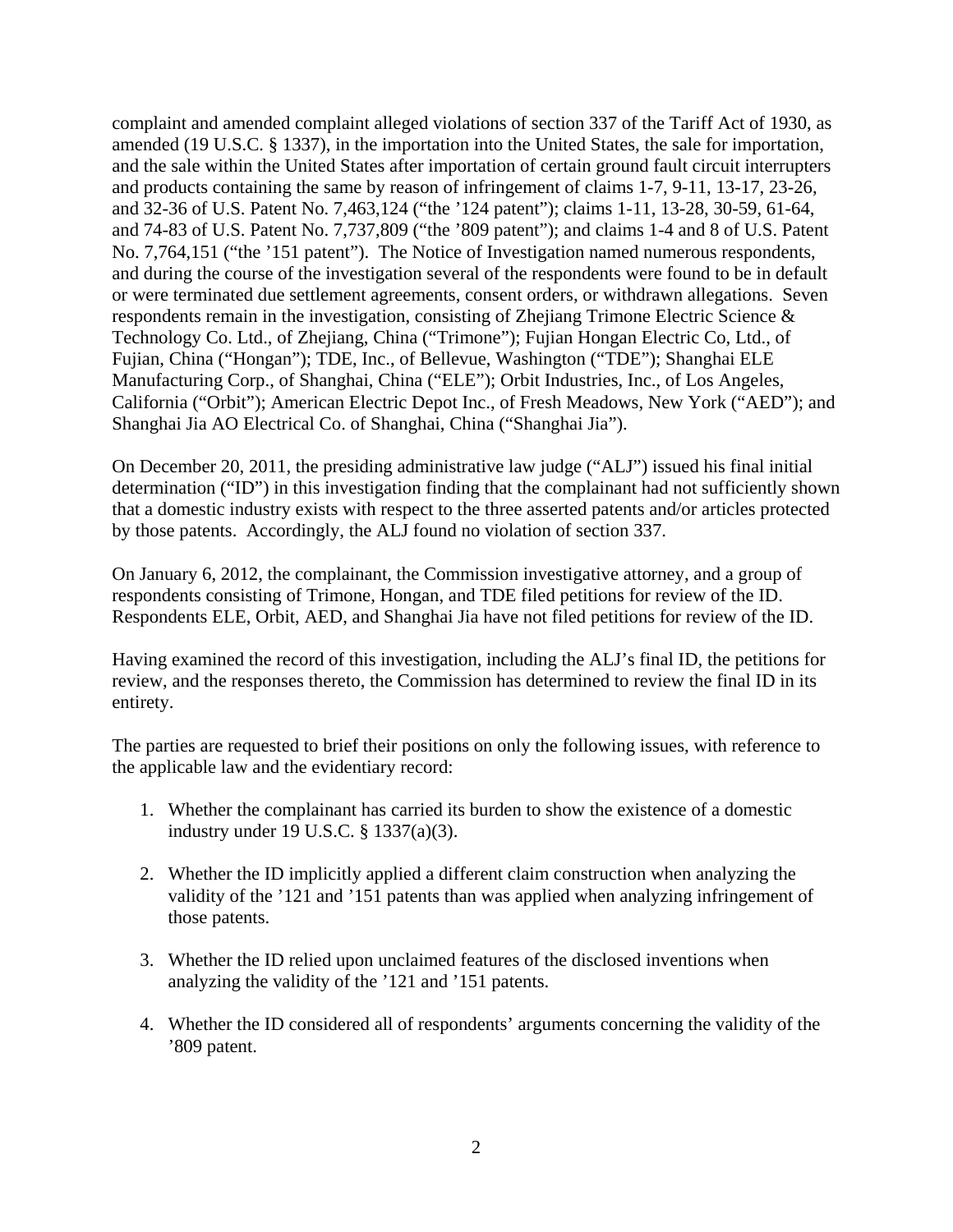complaint and amended complaint alleged violations of section 337 of the Tariff Act of 1930, as amended (19 U.S.C. § 1337), in the importation into the United States, the sale for importation, and the sale within the United States after importation of certain ground fault circuit interrupters and products containing the same by reason of infringement of claims 1-7, 9-11, 13-17, 23-26, and 32-36 of U.S. Patent No. 7,463,124 ("the '124 patent"); claims 1-11, 13-28, 30-59, 61-64, and 74-83 of U.S. Patent No. 7,737,809 ("the '809 patent"); and claims 1-4 and 8 of U.S. Patent No. 7,764,151 ("the '151 patent"). The Notice of Investigation named numerous respondents, and during the course of the investigation several of the respondents were found to be in default or were terminated due settlement agreements, consent orders, or withdrawn allegations. Seven respondents remain in the investigation, consisting of Zhejiang Trimone Electric Science & Technology Co. Ltd., of Zhejiang, China ("Trimone"); Fujian Hongan Electric Co, Ltd., of Fujian, China ("Hongan"); TDE, Inc., of Bellevue, Washington ("TDE"); Shanghai ELE Manufacturing Corp., of Shanghai, China ("ELE"); Orbit Industries, Inc., of Los Angeles, California ("Orbit"); American Electric Depot Inc., of Fresh Meadows, New York ("AED"); and Shanghai Jia AO Electrical Co. of Shanghai, China ("Shanghai Jia").

On December 20, 2011, the presiding administrative law judge ("ALJ") issued his final initial determination ("ID") in this investigation finding that the complainant had not sufficiently shown that a domestic industry exists with respect to the three asserted patents and/or articles protected by those patents. Accordingly, the ALJ found no violation of section 337.

On January 6, 2012, the complainant, the Commission investigative attorney, and a group of respondents consisting of Trimone, Hongan, and TDE filed petitions for review of the ID. Respondents ELE, Orbit, AED, and Shanghai Jia have not filed petitions for review of the ID.

Having examined the record of this investigation, including the ALJ's final ID, the petitions for review, and the responses thereto, the Commission has determined to review the final ID in its entirety.

The parties are requested to brief their positions on only the following issues, with reference to the applicable law and the evidentiary record:

1. Whether the complainant has carried its burden to show the existence of a domestic industry under 19 U.S.C. § 1337(a)(3).

2. Whether the ID implicitly applied a different claim construction when analyzing the validity of the '121 and '151 patents than was applied when analyzing infringement of those patents.

3. Whether the ID relied upon unclaimed features of the disclosed inventions when analyzing the validity of the '121 and '151 patents.

4. Whether the ID considered all of respondents' arguments concerning the validity of the '809 patent.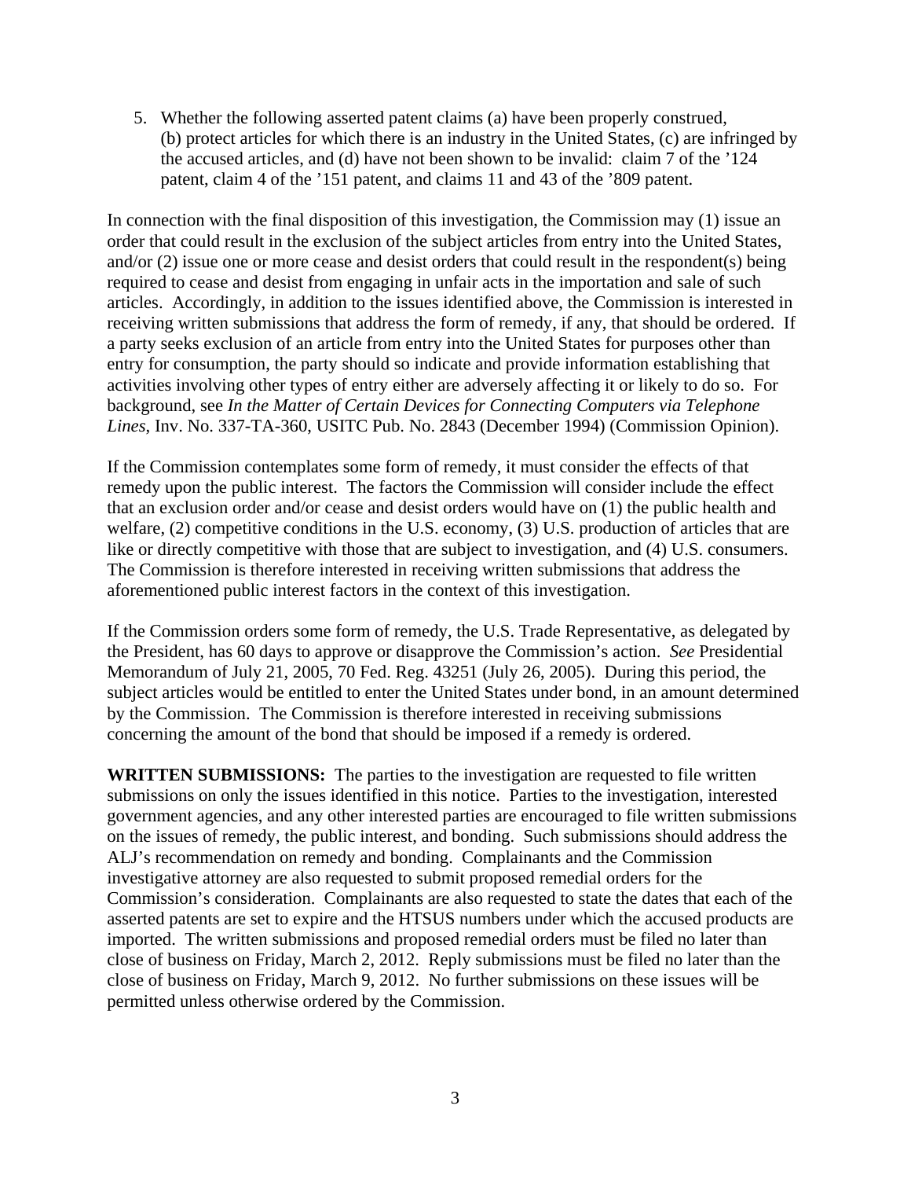5. Whether the following asserted patent claims (a) have been properly construed, (b) protect articles for which there is an industry in the United States, (c) are infringed by the accused articles, and (d) have not been shown to be invalid: claim 7 of the '124 patent, claim 4 of the '151 patent, and claims 11 and 43 of the '809 patent.

In connection with the final disposition of this investigation, the Commission may (1) issue an order that could result in the exclusion of the subject articles from entry into the United States, and/or (2) issue one or more cease and desist orders that could result in the respondent(s) being required to cease and desist from engaging in unfair acts in the importation and sale of such articles. Accordingly, in addition to the issues identified above, the Commission is interested in receiving written submissions that address the form of remedy, if any, that should be ordered. If a party seeks exclusion of an article from entry into the United States for purposes other than entry for consumption, the party should so indicate and provide information establishing that activities involving other types of entry either are adversely affecting it or likely to do so. For background, see *In the Matter of Certain Devices for Connecting Computers via Telephone Lines*, Inv. No. 337-TA-360, USITC Pub. No. 2843 (December 1994) (Commission Opinion).

If the Commission contemplates some form of remedy, it must consider the effects of that remedy upon the public interest. The factors the Commission will consider include the effect that an exclusion order and/or cease and desist orders would have on (1) the public health and welfare, (2) competitive conditions in the U.S. economy, (3) U.S. production of articles that are like or directly competitive with those that are subject to investigation, and (4) U.S. consumers. The Commission is therefore interested in receiving written submissions that address the aforementioned public interest factors in the context of this investigation.

If the Commission orders some form of remedy, the U.S. Trade Representative, as delegated by the President, has 60 days to approve or disapprove the Commission's action. *See* Presidential Memorandum of July 21, 2005, 70 Fed. Reg. 43251 (July 26, 2005). During this period, the subject articles would be entitled to enter the United States under bond, in an amount determined by the Commission. The Commission is therefore interested in receiving submissions concerning the amount of the bond that should be imposed if a remedy is ordered.

**WRITTEN SUBMISSIONS:** The parties to the investigation are requested to file written submissions on only the issues identified in this notice. Parties to the investigation, interested government agencies, and any other interested parties are encouraged to file written submissions on the issues of remedy, the public interest, and bonding. Such submissions should address the ALJ's recommendation on remedy and bonding. Complainants and the Commission investigative attorney are also requested to submit proposed remedial orders for the Commission's consideration. Complainants are also requested to state the dates that each of the asserted patents are set to expire and the HTSUS numbers under which the accused products are imported. The written submissions and proposed remedial orders must be filed no later than close of business on Friday, March 2, 2012. Reply submissions must be filed no later than the close of business on Friday, March 9, 2012. No further submissions on these issues will be permitted unless otherwise ordered by the Commission.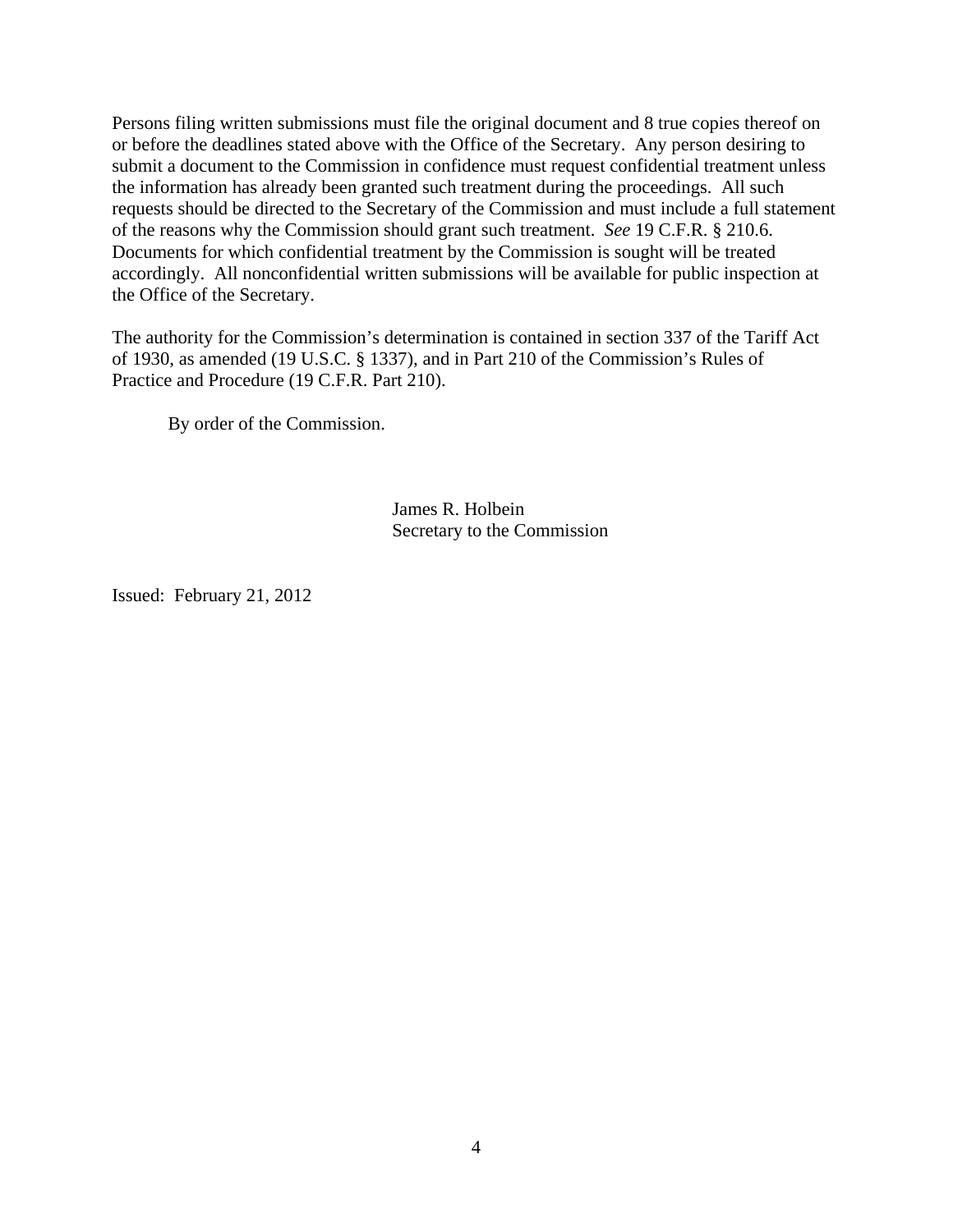Persons filing written submissions must file the original document and 8 true copies thereof on or before the deadlines stated above with the Office of the Secretary. Any person desiring to submit a document to the Commission in confidence must request confidential treatment unless the information has already been granted such treatment during the proceedings. All such requests should be directed to the Secretary of the Commission and must include a full statement of the reasons why the Commission should grant such treatment. *See* 19 C.F.R. § 210.6. Documents for which confidential treatment by the Commission is sought will be treated accordingly. All nonconfidential written submissions will be available for public inspection at the Office of the Secretary.

The authority for the Commission's determination is contained in section 337 of the Tariff Act of 1930, as amended (19 U.S.C. § 1337), and in Part 210 of the Commission's Rules of Practice and Procedure (19 C.F.R. Part 210).

By order of the Commission.

James R. Holbein
Secretary to the Commission

Issued: February 21, 2012